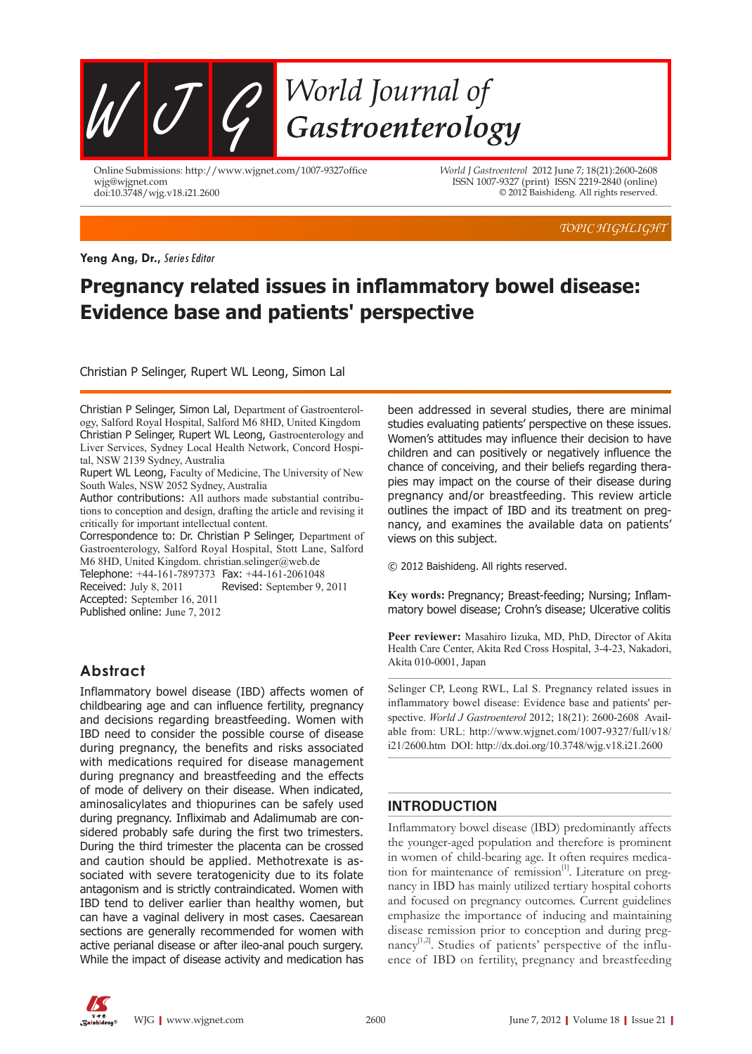TOPIC HIGHLIGHT

**Yeng Ang, Dr.,** *Series Editor*

# Pregnancy related issues in inflammatory bowel disease: Evidence base and patients' perspective

Christian P Selinger, Rupert WL Leong, Simon Lal

Christian P Selinger, Simon Lal, Department of Gastroenterology, Salford Royal Hospital, Salford M6 8HD, United Kingdom
Christian P Selinger, Rupert WL Leong, Gastroenterology and Liver Services, Sydney Local Health Network, Concord Hospital, NSW 2139 Sydney, Australia
Rupert WL Leong, Faculty of Medicine, The University of New South Wales, NSW 2052 Sydney, Australia
Author contributions: All authors made substantial contributions to conception and design, drafting the article and revising it critically for important intellectual content.
Correspondence to: Dr. Christian P Selinger, Department of Gastroenterology, Salford Royal Hospital, Stott Lane, Salford M6 8HD, United Kingdom. christian.selinger@web.de
Telephone: +44-161-7897373 Fax: +44-161-2061048
Received: July 8, 2011 Revised: September 9, 2011
Accepted: September 16, 2011
Published online: June 7, 2012

## Abstract

Inflammatory bowel disease (IBD) affects women of childbearing age and can influence fertility, pregnancy and decisions regarding breastfeeding. Women with IBD need to consider the possible course of disease during pregnancy, the benefits and risks associated with medications required for disease management during pregnancy and breastfeeding and the effects of mode of delivery on their disease. When indicated, aminosalicylates and thiopurines can be safely used during pregnancy. Infliximab and Adalimumab are considered probably safe during the first two trimesters. During the third trimester the placenta can be crossed and caution should be applied. Methotrexate is associated with severe teratogenicity due to its folate antagonism and is strictly contraindicated. Women with IBD tend to deliver earlier than healthy women, but can have a vaginal delivery in most cases. Caesarean sections are generally recommended for women with active perianal disease or after ileo-anal pouch surgery. While the impact of disease activity and medication has been addressed in several studies, there are minimal studies evaluating patients' perspective on these issues. Women's attitudes may influence their decision to have children and can positively or negatively influence the chance of conceiving, and their beliefs regarding therapies may impact on the course of their disease during pregnancy and/or breastfeeding. This review article outlines the impact of IBD and its treatment on pregnancy, and examines the available data on patients' views on this subject.

© 2012 Baishideng. All rights reserved.

**Key words:** Pregnancy; Breast-feeding; Nursing; Inflammatory bowel disease; Crohn's disease; Ulcerative colitis

**Peer reviewer:** Masahiro Iizuka, MD, PhD, Director of Akita Health Care Center, Akita Red Cross Hospital, 3-4-23, Nakadori, Akita 010-0001, Japan

Selinger CP, Leong RWL, Lal S. Pregnancy related issues in inflammatory bowel disease: Evidence base and patients' perspective. *World J Gastroenterol* 2012; 18(21): 2600-2608 Available from: URL: http://www.wjgnet.com/1007-9327/full/v18/i21/2600.htm DOI: http://dx.doi.org/10.3748/wjg.v18.i21.2600

## INTRODUCTION

Inflammatory bowel disease (IBD) predominantly affects the younger-aged population and therefore is prominent in women of child-bearing age. It often requires medication for maintenance of remission[1]. Literature on pregnancy in IBD has mainly utilized tertiary hospital cohorts and focused on pregnancy outcomes. Current guidelines emphasize the importance of inducing and maintaining disease remission prior to conception and during pregnancy[1,2]. Studies of patients' perspective of the influence of IBD on fertility, pregnancy and breastfeeding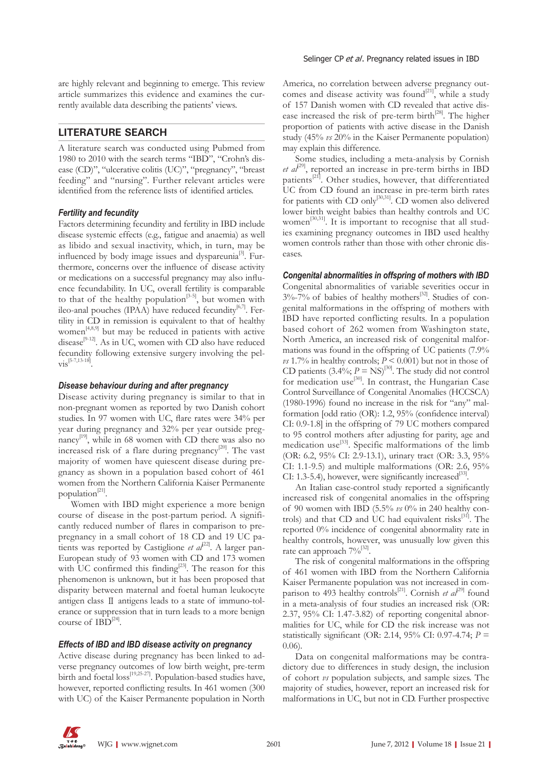are highly relevant and beginning to emerge. This review article summarizes this evidence and examines the currently available data describing the patients' views.

## LITERATURE SEARCH

A literature search was conducted using Pubmed from 1980 to 2010 with the search terms "IBD", "Crohn's disease (CD)", "ulcerative colitis (UC)", "pregnancy", "breast feeding" and "nursing". Further relevant articles were identified from the reference lists of identified articles.

### Fertility and fecundity

Factors determining fecundity and fertility in IBD include disease systemic effects (e.g., fatigue and anaemia) as well as libido and sexual inactivity, which, in turn, may be influenced by body image issues and dyspareunia[3]. Furthermore, concerns over the influence of disease activity or medications on a successful pregnancy may also influence fecundability. In UC, overall fertility is comparable to that of the healthy population[3-5], but women with ileo-anal pouches (IPAA) have reduced fecundity[6,7]. Fertility in CD in remission is equivalent to that of healthy women[4,8,9] but may be reduced in patients with active disease[9-12]. As in UC, women with CD also have reduced fecundity following extensive surgery involving the pelvis[5-7,13-18].

### Disease behaviour during and after pregnancy

Disease activity during pregnancy is similar to that in non-pregnant women as reported by two Danish cohort studies. In 97 women with UC, flare rates were 34% per year during pregnancy and 32% per year outside pregnancy[19], while in 68 women with CD there was also no increased risk of a flare during pregnancy[20]. The vast majority of women have quiescent disease during pregnancy as shown in a population based cohort of 461 women from the Northern California Kaiser Permanente population[21].

Women with IBD might experience a more benign course of disease in the post-partum period. A significantly reduced number of flares in comparison to pre-pregnancy in a small cohort of 18 CD and 19 UC patients was reported by Castiglione *et al*[22]. A larger pan-European study of 93 women with CD and 173 women with UC confirmed this finding[23]. The reason for this phenomenon is unknown, but it has been proposed that disparity between maternal and foetal human leukocyte antigen class Ⅱ antigens leads to a state of immuno-tolerance or suppression that in turn leads to a more benign course of IBD[24].

### Effects of IBD and IBD disease activity on pregnancy

Active disease during pregnancy has been linked to adverse pregnancy outcomes of low birth weight, pre-term birth and foetal loss[19,25-27]. Population-based studies have, however, reported conflicting results. In 461 women (300 with UC) of the Kaiser Permanente population in North America, no correlation between adverse pregnancy outcomes and disease activity was found[21], while a study of 157 Danish women with CD revealed that active disease increased the risk of pre-term birth[28]. The higher proportion of patients with active disease in the Danish study (45% *vs* 20% in the Kaiser Permanente population) may explain this difference.

Some studies, including a meta-analysis by Cornish *et al*[29], reported an increase in pre-term births in IBD patients[21]. Other studies, however, that differentiated UC from CD found an increase in pre-term birth rates for patients with CD only[30,31]. CD women also delivered lower birth weight babies than healthy controls and UC women[30,31]. It is important to recognise that all studies examining pregnancy outcomes in IBD used healthy women controls rather than those with other chronic diseases.

### Congenital abnormalities in offspring of mothers with IBD

Congenital abnormalities of variable severities occur in 3%-7% of babies of healthy mothers[32]. Studies of congenital malformations in the offspring of mothers with IBD have reported conflicting results. In a population based cohort of 262 women from Washington state, North America, an increased risk of congenital malformations was found in the offspring of UC patients (7.9% *vs* 1.7% in healthy controls; $P < 0.001$) but not in those of CD patients (3.4%; $P$ = NS)[30]. The study did not control for medication use[30]. In contrast, the Hungarian Case Control Surveillance of Congenital Anomalies (HCCSCA) (1980-1996) found no increase in the risk for "any" malformation [odd ratio (OR): 1.2, 95% (confidence interval) CI: 0.9-1.8] in the offspring of 79 UC mothers compared to 95 control mothers after adjusting for parity, age and medication use[33]. Specific malformations of the limb (OR: 6.2, 95% CI: 2.9-13.1), urinary tract (OR: 3.3, 95% CI: 1.1-9.5) and multiple malformations (OR: 2.6, 95% CI: 1.3-5.4), however, were significantly increased[33].

An Italian case-control study reported a significantly increased risk of congenital anomalies in the offspring of 90 women with IBD (5.5% *vs* 0% in 240 healthy controls) and that CD and UC had equivalent risks[31]. The reported 0% incidence of congenital abnormality rate in healthy controls, however, was unusually low given this rate can approach 7%[32].

The risk of congenital malformations in the offspring of 461 women with IBD from the Northern California Kaiser Permanente population was not increased in comparison to 493 healthy controls[21]. Cornish *et al*[29] found in a meta-analysis of four studies an increased risk (OR: 2.37, 95% CI: 1.47-3.82) of reporting congenital abnormalities for UC, while for CD the risk increase was not statistically significant (OR: 2.14, 95% CI: 0.97-4.74; $P$ = 0.06).

Data on congenital malformations may be contradictory due to differences in study design, the inclusion of cohort *vs* population subjects, and sample sizes. The majority of studies, however, report an increased risk for malformations in UC, but not in CD. Further prospective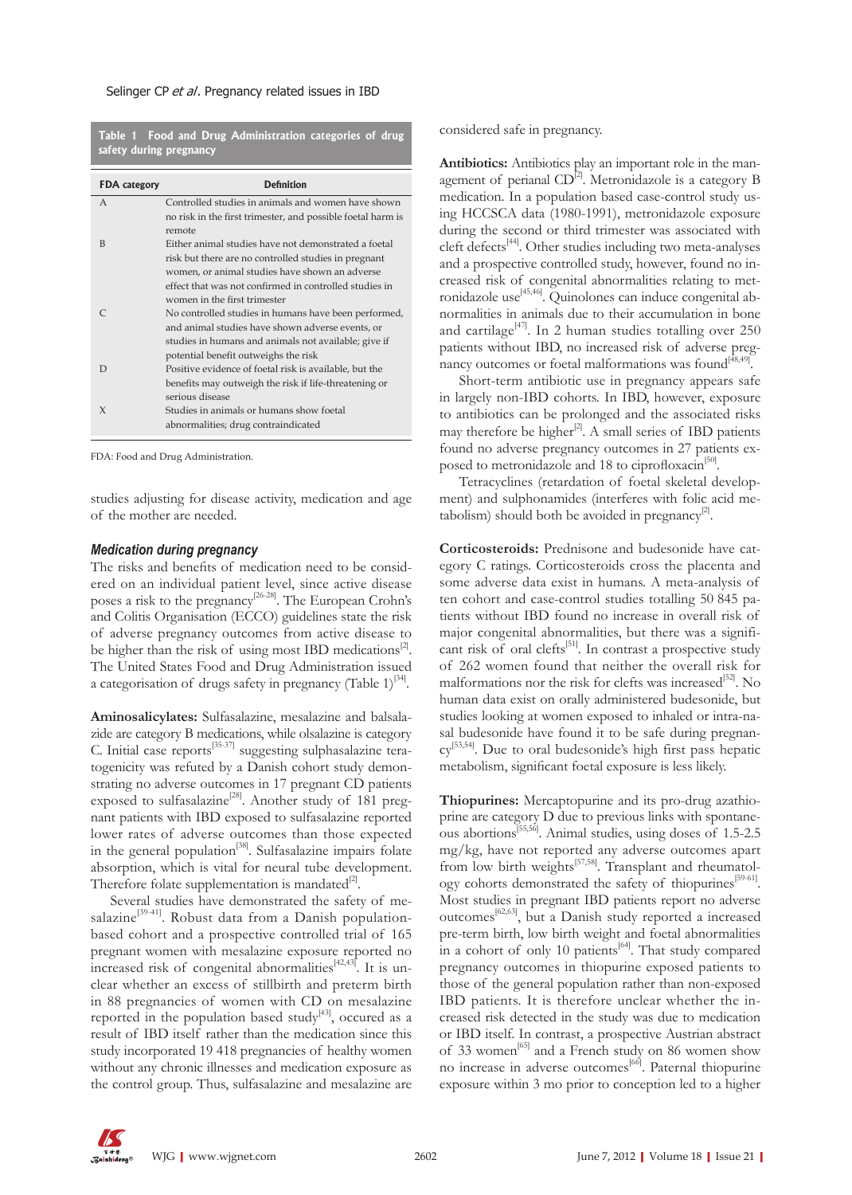**Table 1 Food and Drug Administration categories of drug safety during pregnancy**

| FDA category | Definition |
| --- | --- |
| A | Controlled studies in animals and women have shown no risk in the first trimester, and possible foetal harm is remote |
| B | Either animal studies have not demonstrated a foetal risk but there are no controlled studies in pregnant women, or animal studies have shown an adverse effect that was not confirmed in controlled studies in women in the first trimester |
| C | No controlled studies in humans have been performed, and animal studies have shown adverse events, or studies in humans and animals not available; give if potential benefit outweighs the risk |
| D | Positive evidence of foetal risk is available, but the benefits may outweigh the risk if life-threatening or serious disease |
| X | Studies in animals or humans show foetal abnormalities; drug contraindicated |

FDA: Food and Drug Administration.

studies adjusting for disease activity, medication and age of the mother are needed.

### Medication during pregnancy

The risks and benefits of medication need to be considered on an individual patient level, since active disease poses a risk to the pregnancy[26-28]. The European Crohn's and Colitis Organisation (ECCO) guidelines state the risk of adverse pregnancy outcomes from active disease to be higher than the risk of using most IBD medications[2]. The United States Food and Drug Administration issued a categorisation of drugs safety in pregnancy (Table 1)[34].

**Aminosalicylates:** Sulfasalazine, mesalazine and balsalazide are category B medications, while olsalazine is category C. Initial case reports[35-37] suggesting sulphasalazine teratogenicity was refuted by a Danish cohort study demonstrating no adverse outcomes in 17 pregnant CD patients exposed to sulfasalazine[28]. Another study of 181 pregnant patients with IBD exposed to sulfasalazine reported lower rates of adverse outcomes than those expected in the general population[38]. Sulfasalazine impairs folate absorption, which is vital for neural tube development. Therefore folate supplementation is mandated[2].

Several studies have demonstrated the safety of mesalazine[39-41]. Robust data from a Danish population-based cohort and a prospective controlled trial of 165 pregnant women with mesalazine exposure reported no increased risk of congenital abnormalities[42,43]. It is unclear whether an excess of stillbirth and preterm birth in 88 pregnancies of women with CD on mesalazine reported in the population based study[43], occured as a result of IBD itself rather than the medication since this study incorporated 19 418 pregnancies of healthy women without any chronic illnesses and medication exposure as the control group. Thus, sulfasalazine and mesalazine are considered safe in pregnancy.

**Antibiotics:** Antibiotics play an important role in the management of perianal CD[2]. Metronidazole is a category B medication. In a population based case-control study using HCCSCA data (1980-1991), metronidazole exposure during the second or third trimester was associated with cleft defects[44]. Other studies including two meta-analyses and a prospective controlled study, however, found no increased risk of congenital abnormalities relating to metronidazole use[45,46]. Quinolones can induce congenital abnormalities in animals due to their accumulation in bone and cartilage[47]. In 2 human studies totalling over 250 patients without IBD, no increased risk of adverse pregnancy outcomes or foetal malformations was found[48,49].

Short-term antibiotic use in pregnancy appears safe in largely non-IBD cohorts. In IBD, however, exposure to antibiotics can be prolonged and the associated risks may therefore be higher[2]. A small series of IBD patients found no adverse pregnancy outcomes in 27 patients exposed to metronidazole and 18 to ciprofloxacin[50].

Tetracyclines (retardation of foetal skeletal development) and sulphonamides (interferes with folic acid metabolism) should both be avoided in pregnancy[2].

**Corticosteroids:** Prednisone and budesonide have category C ratings. Corticosteroids cross the placenta and some adverse data exist in humans. A meta-analysis of ten cohort and case-control studies totalling 50 845 patients without IBD found no increase in overall risk of major congenital abnormalities, but there was a significant risk of oral clefts[51]. In contrast a prospective study of 262 women found that neither the overall risk for malformations nor the risk for clefts was increased[52]. No human data exist on orally administered budesonide, but studies looking at women exposed to inhaled or intra-nasal budesonide have found it to be safe during pregnancy[53,54]. Due to oral budesonide's high first pass hepatic metabolism, significant foetal exposure is less likely.

**Thiopurines:** Mercaptopurine and its pro-drug azathioprine are category D due to previous links with spontaneous abortions[55,56]. Animal studies, using doses of 1.5-2.5 mg/kg, have not reported any adverse outcomes apart from low birth weights[57,58]. Transplant and rheumatology cohorts demonstrated the safety of thiopurines[59-61]. Most studies in pregnant IBD patients report no adverse outcomes[62,63], but a Danish study reported a increased pre-term birth, low birth weight and foetal abnormalities in a cohort of only 10 patients[64]. That study compared pregnancy outcomes in thiopurine exposed patients to those of the general population rather than non-exposed IBD patients. It is therefore unclear whether the increased risk detected in the study was due to medication or IBD itself. In contrast, a prospective Austrian abstract of 33 women[65] and a French study on 86 women show no increase in adverse outcomes[66]. Paternal thiopurine exposure within 3 mo prior to conception led to a higher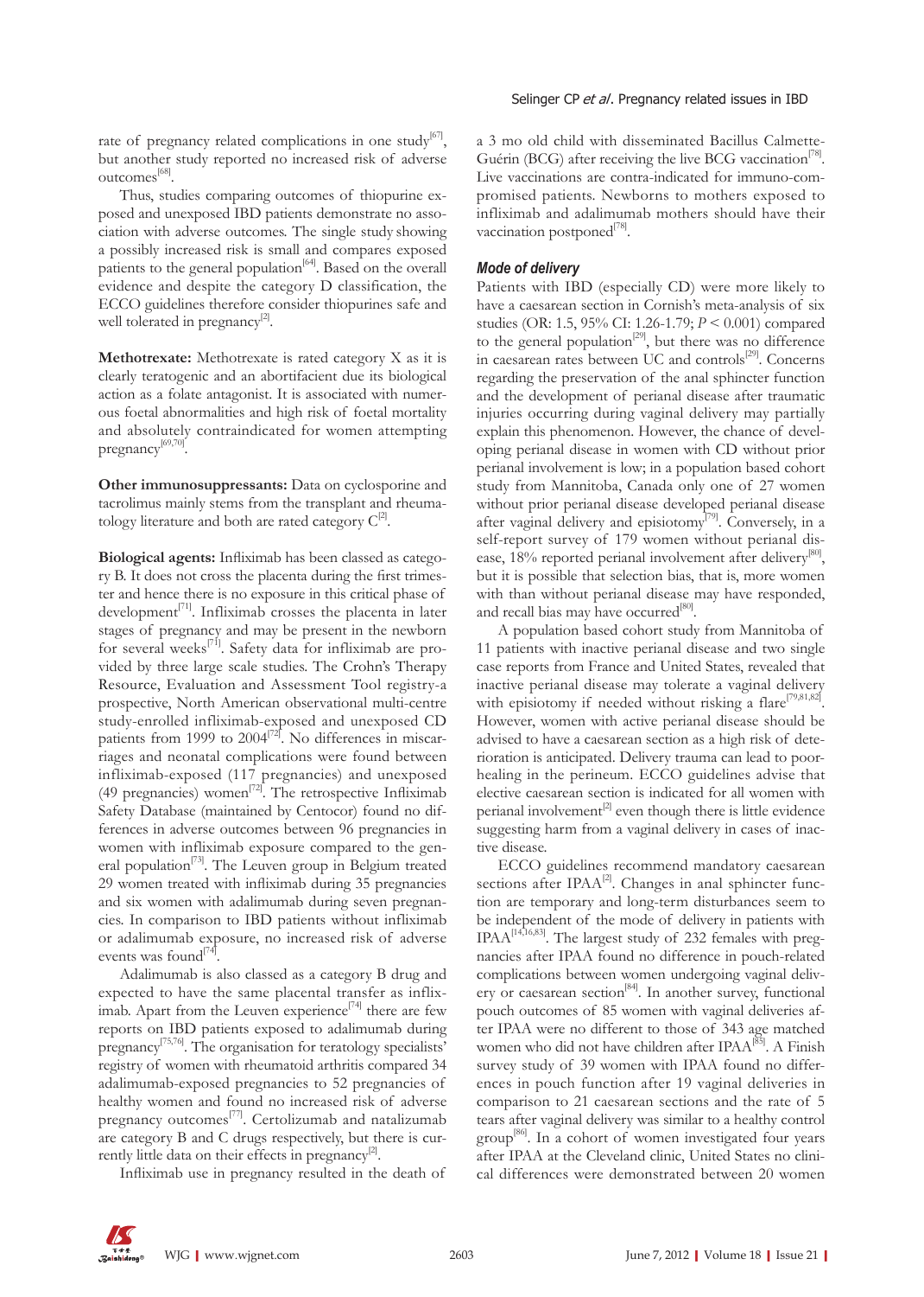rate of pregnancy related complications in one study[67], but another study reported no increased risk of adverse outcomes[68].

Thus, studies comparing outcomes of thiopurine exposed and unexposed IBD patients demonstrate no association with adverse outcomes. The single study showing a possibly increased risk is small and compares exposed patients to the general population[64]. Based on the overall evidence and despite the category D classification, the ECCO guidelines therefore consider thiopurines safe and well tolerated in pregnancy[2].

**Methotrexate:** Methotrexate is rated category X as it is clearly teratogenic and an abortifacient due its biological action as a folate antagonist. It is associated with numerous foetal abnormalities and high risk of foetal mortality and absolutely contraindicated for women attempting pregnancy[69,70].

**Other immunosuppressants:** Data on cyclosporine and tacrolimus mainly stems from the transplant and rheumatology literature and both are rated category C[2].

**Biological agents:** Infliximab has been classed as category B. It does not cross the placenta during the first trimester and hence there is no exposure in this critical phase of development[71]. Infliximab crosses the placenta in later stages of pregnancy and may be present in the newborn for several weeks[71]. Safety data for infliximab are provided by three large scale studies. The Crohn's Therapy Resource, Evaluation and Assessment Tool registry-a prospective, North American observational multi-centre study-enrolled infliximab-exposed and unexposed CD patients from 1999 to 2004[72]. No differences in miscarriages and neonatal complications were found between infliximab-exposed (117 pregnancies) and unexposed (49 pregnancies) women[72]. The retrospective Infliximab Safety Database (maintained by Centocor) found no differences in adverse outcomes between 96 pregnancies in women with infliximab exposure compared to the general population[73]. The Leuven group in Belgium treated 29 women treated with infliximab during 35 pregnancies and six women with adalimumab during seven pregnancies. In comparison to IBD patients without infliximab or adalimumab exposure, no increased risk of adverse events was found[74].

Adalimumab is also classed as a category B drug and expected to have the same placental transfer as infliximab. Apart from the Leuven experience[74] there are few reports on IBD patients exposed to adalimumab during pregnancy[75,76]. The organisation for teratology specialists' registry of women with rheumatoid arthritis compared 34 adalimumab-exposed pregnancies to 52 pregnancies of healthy women and found no increased risk of adverse pregnancy outcomes[77]. Certolizumab and natalizumab are category B and C drugs respectively, but there is currently little data on their effects in pregnancy[2].

Infliximab use in pregnancy resulted in the death of a 3 mo old child with disseminated Bacillus Calmette-Guérin (BCG) after receiving the live BCG vaccination[78]. Live vaccinations are contra-indicated for immuno-compromised patients. Newborns to mothers exposed to infliximab and adalimumab mothers should have their vaccination postponed[78].

### *Mode of delivery*

Patients with IBD (especially CD) were more likely to have a caesarean section in Cornish's meta-analysis of six studies (OR: 1.5, 95% CI: 1.26-1.79; $P < 0.001$) compared to the general population[29], but there was no difference in caesarean rates between UC and controls[29]. Concerns regarding the preservation of the anal sphincter function and the development of perianal disease after traumatic injuries occurring during vaginal delivery may partially explain this phenomenon. However, the chance of developing perianal disease in women with CD without prior perianal involvement is low; in a population based cohort study from Mannitoba, Canada only one of 27 women without prior perianal disease developed perianal disease after vaginal delivery and episiotomy[79]. Conversely, in a self-report survey of 179 women without perianal disease, 18% reported perianal involvement after delivery[80], but it is possible that selection bias, that is, more women with than without perianal disease may have responded, and recall bias may have occurred[80].

A population based cohort study from Mannitoba of 11 patients with inactive perianal disease and two single case reports from France and United States, revealed that inactive perianal disease may tolerate a vaginal delivery with episiotomy if needed without risking a flare[79,81,82]. However, women with active perianal disease should be advised to have a caesarean section as a high risk of deterioration is anticipated. Delivery trauma can lead to poor-healing in the perineum. ECCO guidelines advise that elective caesarean section is indicated for all women with perianal involvement[2] even though there is little evidence suggesting harm from a vaginal delivery in cases of inactive disease.

ECCO guidelines recommend mandatory caesarean sections after IPAA[2]. Changes in anal sphincter function are temporary and long-term disturbances seem to be independent of the mode of delivery in patients with IPAA[14,16,83]. The largest study of 232 females with pregnancies after IPAA found no difference in pouch-related complications between women undergoing vaginal delivery or caesarean section[84]. In another survey, functional pouch outcomes of 85 women with vaginal deliveries after IPAA were no different to those of 343 age matched women who did not have children after IPAA[85]. A Finish survey study of 39 women with IPAA found no differences in pouch function after 19 vaginal deliveries in comparison to 21 caesarean sections and the rate of 5 tears after vaginal delivery was similar to a healthy control group[86]. In a cohort of women investigated four years after IPAA at the Cleveland clinic, United States no clinical differences were demonstrated between 20 women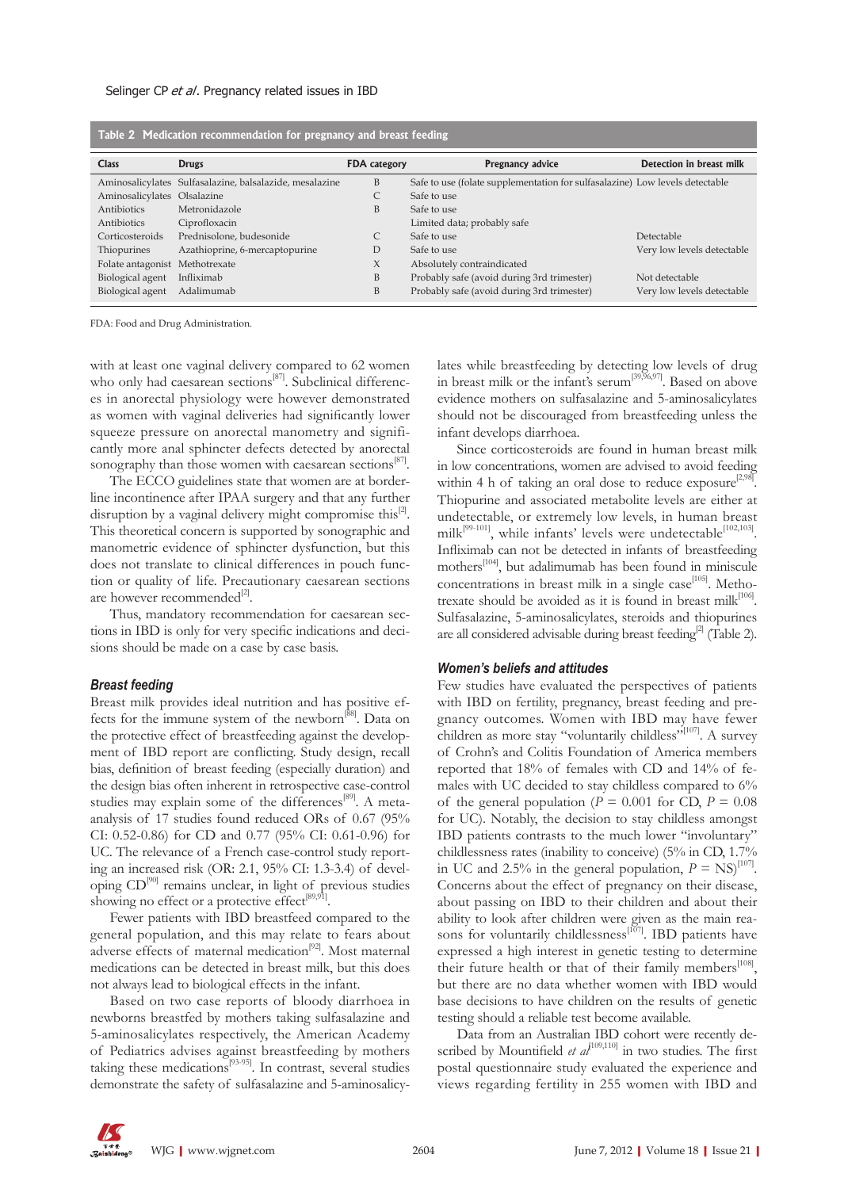**Table 2 Medication recommendation for pregnancy and breast feeding**

| Class | Drugs | FDA category | Pregnancy advice | Detection in breast milk |
|---|---|---|---|---|
| Aminosalicylates | Sulfasalazine, balsalazide, mesalazine | B | Safe to use (folate supplementation for sulfasalazine) | Low levels detectable |
| Aminosalicylates | Olsalazine | C | Safe to use | |
| Antibiotics | Metronidazole | B | Safe to use | |
| Antibiotics | Ciprofloxacin | | Limited data; probably safe | |
| Corticosteroids | Prednisolone, budesonide | C | Safe to use | Detectable |
| Thiopurines | Azathioprine, 6-mercaptopurine | D | Safe to use | Very low levels detectable |
| Folate antagonist | Methotrexate | X | Absolutely contraindicated | |
| Biological agent | Infliximab | B | Probably safe (avoid during 3rd trimester) | Not detectable |
| Biological agent | Adalimumab | B | Probably safe (avoid during 3rd trimester) | Very low levels detectable |

FDA: Food and Drug Administration.

with at least one vaginal delivery compared to 62 women who only had caesarean sections[87]. Subclinical differences in anorectal physiology were however demonstrated as women with vaginal deliveries had significantly lower squeeze pressure on anorectal manometry and significantly more anal sphincter defects detected by anorectal sonography than those women with caesarean sections[87].

The ECCO guidelines state that women are at borderline incontinence after IPAA surgery and that any further disruption by a vaginal delivery might compromise this[2]. This theoretical concern is supported by sonographic and manometric evidence of sphincter dysfunction, but this does not translate to clinical differences in pouch function or quality of life. Precautionary caesarean sections are however recommended[2].

Thus, mandatory recommendation for caesarean sections in IBD is only for very specific indications and decisions should be made on a case by case basis.

### Breast feeding

Breast milk provides ideal nutrition and has positive effects for the immune system of the newborn[88]. Data on the protective effect of breastfeeding against the development of IBD report are conflicting. Study design, recall bias, definition of breast feeding (especially duration) and the design bias often inherent in retrospective case-control studies may explain some of the differences[89]. A meta-analysis of 17 studies found reduced ORs of 0.67 (95% CI: 0.52-0.86) for CD and 0.77 (95% CI: 0.61-0.96) for UC. The relevance of a French case-control study reporting an increased risk (OR: 2.1, 95% CI: 1.3-3.4) of developing CD[90] remains unclear, in light of previous studies showing no effect or a protective effect[89,91].

Fewer patients with IBD breastfeed compared to the general population, and this may relate to fears about adverse effects of maternal medication[92]. Most maternal medications can be detected in breast milk, but this does not always lead to biological effects in the infant.

Based on two case reports of bloody diarrhoea in newborns breastfed by mothers taking sulfasalazine and 5-aminosalicylates respectively, the American Academy of Pediatrics advises against breastfeeding by mothers taking these medications[93-95]. In contrast, several studies demonstrate the safety of sulfasalazine and 5-aminosalicylates while breastfeeding by detecting low levels of drug in breast milk or the infant's serum[39,96,97]. Based on above evidence mothers on sulfasalazine and 5-aminosalicylates should not be discouraged from breastfeeding unless the infant develops diarrhoea.

Since corticosteroids are found in human breast milk in low concentrations, women are advised to avoid feeding within 4 h of taking an oral dose to reduce exposure[2,98]. Thiopurine and associated metabolite levels are either at undetectable, or extremely low levels, in human breast milk[99-101], while infants' levels were undetectable[102,103]. Infliximab can not be detected in infants of breastfeeding mothers[104], but adalimumab has been found in miniscule concentrations in breast milk in a single case[105]. Methotrexate should be avoided as it is found in breast milk[106]. Sulfasalazine, 5-aminosalicylates, steroids and thiopurines are all considered advisable during breast feeding[2] (Table 2).

### Women's beliefs and attitudes

Few studies have evaluated the perspectives of patients with IBD on fertility, pregnancy, breast feeding and pregnancy outcomes. Women with IBD may have fewer children as more stay "voluntarily childless"[107]. A survey of Crohn's and Colitis Foundation of America members reported that 18% of females with CD and 14% of females with UC decided to stay childless compared to 6% of the general population ($P$ = 0.001 for CD, $P$ = 0.08 for UC). Notably, the decision to stay childless amongst IBD patients contrasts to the much lower "involuntary" childlessness rates (inability to conceive) (5% in CD, 1.7% in UC and 2.5% in the general population, $P$ = NS)[107]. Concerns about the effect of pregnancy on their disease, about passing on IBD to their children and about their ability to look after children were given as the main reasons for voluntarily childlessness[107]. IBD patients have expressed a high interest in genetic testing to determine their future health or that of their family members[108], but there are no data whether women with IBD would base decisions to have children on the results of genetic testing should a reliable test become available.

Data from an Australian IBD cohort were recently described by Mountifield *et al*[109,110] in two studies. The first postal questionnaire study evaluated the experience and views regarding fertility in 255 women with IBD and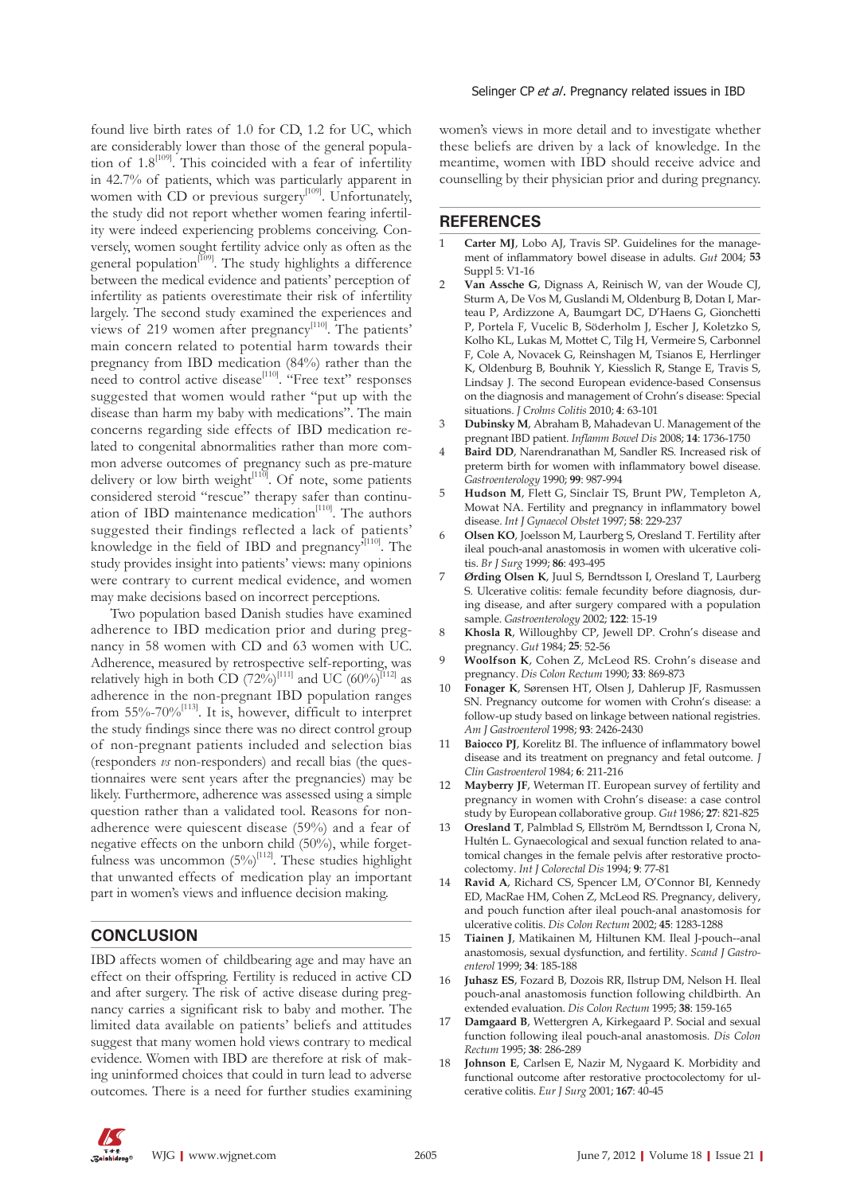found live birth rates of 1.0 for CD, 1.2 for UC, which are considerably lower than those of the general population of 1.8[109]. This coincided with a fear of infertility in 42.7% of patients, which was particularly apparent in women with CD or previous surgery[109]. Unfortunately, the study did not report whether women fearing infertility were indeed experiencing fertility problems conceiving. Conversely, women sought fertility advice only as often as the general population[109]. The study highlights a difference between the medical evidence and patients' perception of infertility as patients overestimate their risk of infertility largely. The second study examined the experiences and views of 219 women after pregnancy[110]. The patients' main concern related to potential harm towards their pregnancy from IBD medication (84%) rather than the need to control active disease[110]. "Free text" responses suggested that women would rather "put up with the disease than harm my baby with medications". The main concerns regarding side effects of IBD medication related to congenital abnormalities rather than more common adverse outcomes of pregnancy such as pre-mature delivery or low birth weight[110]. Of note, some patients considered steroid "rescue" therapy safer than continuation of IBD maintenance medication[110]. The authors suggested their findings reflected a lack of patients' knowledge in the field of IBD and pregnancy[110]. The study provides insight into patients' views: many opinions were contrary to current medical evidence, and women may make decisions based on incorrect perceptions.

Two population based Danish studies have examined adherence to IBD medication prior and during pregnancy in 58 women with CD and 63 women with UC. Adherence, measured by retrospective self-reporting, was relatively high in both CD (72%)[111] and UC (60%)[112] as adherence in the non-pregnant IBD population ranges from 55%-70%[113]. It is, however, difficult to interpret the study findings since there was no direct control group of non-pregnant patients included and selection bias (responders *vs* non-responders) and recall bias (the questionnaires were sent years after the pregnancies) may be likely. Furthermore, adherence was assessed using a simple question rather than a validated tool. Reasons for non-adherence were quiescent disease (59%) and a fear of negative effects on the unborn child (50%), while forgetfulness was uncommon (5%)[112]. These studies highlight that unwanted effects of medication play an important part in women's views and influence decision making.

## CONCLUSION

IBD affects women of childbearing age and may have an effect on their offspring. Fertility is reduced in active CD and after surgery. The risk of active disease during pregnancy carries a significant risk to baby and mother. The limited data available on patients' beliefs and attitudes suggest that many women hold views contrary to medical evidence. Women with IBD are therefore at risk of making uninformed choices that could in turn lead to adverse outcomes. There is a need for further studies examining women's views in more detail and to investigate whether these beliefs are driven by a lack of knowledge. In the meantime, women with IBD should receive advice and counselling by their physician prior and during pregnancy.

## REFERENCES

1. **Carter MJ**, Lobo AJ, Travis SP. Guidelines for the management of inflammatory bowel disease in adults. *Gut* 2004; **53** Suppl 5: V1-16
2. **Van Assche G**, Dignass A, Reinisch W, van der Woude CJ, Sturm A, De Vos M, Guslandi M, Oldenburg B, Dotan I, Marteau P, Ardizzone A, Baumgart DC, D'Haens G, Gionchetti P, Portela F, Vucelic B, Söderholm J, Escher J, Koletzko S, Kolho KL, Lukas M, Mottet C, Tilg H, Vermeire S, Carbonnel F, Cole A, Novacek G, Reinshagen M, Tsianos E, Herrlinger K, Oldenburg B, Bouhnik Y, Kiesslich R, Stange E, Travis S, Lindsay J. The second European evidence-based Consensus on the diagnosis and management of Crohn's disease: Special situations. *J Crohns Colitis* 2010; **4**: 63-101
3. **Dubinsky M**, Abraham B, Mahadevan U. Management of the pregnant IBD patient. *Inflamm Bowel Dis* 2008; **14**: 1736-1750
4. **Baird DD**, Narendranathan M, Sandler RS. Increased risk of preterm birth for women with inflammatory bowel disease. *Gastroenterology* 1990; **99**: 987-994
5. **Hudson M**, Flett G, Sinclair TS, Brunt PW, Templeton A, Mowat NA. Fertility and pregnancy in inflammatory bowel disease. *Int J Gynaecol Obstet* 1997; **58**: 229-237
6. **Olsen KO**, Joelsson M, Laurberg S, Oresland T. Fertility after ileal pouch-anal anastomosis in women with ulcerative colitis. *Br J Surg* 1999; **86**: 493-495
7. **Ørding Olsen K**, Juul S, Berndtsson I, Oresland T, Laurberg S. Ulcerative colitis: female fecundity before diagnosis, during disease, and after surgery compared with a population sample. *Gastroenterology* 2002; **122**: 15-19
8. **Khosla R**, Willoughby CP, Jewell DP. Crohn's disease and pregnancy. *Gut* 1984; **25**: 52-56
9. **Woolfson K**, Cohen Z, McLeod RS. Crohn's disease and pregnancy. *Dis Colon Rectum* 1990; **33**: 869-873
10. **Fonager K**, Sørensen HT, Olsen J, Dahlerup JF, Rasmussen SN. Pregnancy outcome for women with Crohn's disease: a follow-up study based on linkage between national registries. *Am J Gastroenterol* 1998; **93**: 2426-2430
11. **Baiocco PJ**, Korelitz BI. The influence of inflammatory bowel disease and its treatment on pregnancy and fetal outcome. *J Clin Gastroenterol* 1984; **6**: 211-216
12. **Mayberry JF**, Weterman IT. European survey of fertility and pregnancy in women with Crohn's disease: a case control study by European collaborative group. *Gut* 1986; **27**: 821-825
13. **Oresland T**, Palmblad S, Ellström M, Berndtsson I, Crona N, Hultén L. Gynaecological and sexual function related to anatomical changes in the female pelvis after restorative proctocolectomy. *Int J Colorectal Dis* 1994; **9**: 77-81
14. **Ravid A**, Richard CS, Spencer LM, O'Connor BI, Kennedy ED, MacRae HM, Cohen Z, McLeod RS. Pregnancy, delivery, and pouch function after ileal pouch-anal anastomosis for ulcerative colitis. *Dis Colon Rectum* 2002; **45**: 1283-1288
15. **Tiainen J**, Matikainen M, Hiltunen KM. Ileal J-pouch--anal anastomosis, sexual dysfunction, and fertility. *Scand J Gastroenterol* 1999; **34**: 185-188
16. **Juhasz ES**, Fozard B, Dozois RR, Ilstrup DM, Nelson H. Ileal pouch-anal anastomosis function following childbirth. An extended evaluation. *Dis Colon Rectum* 1995; **38**: 159-165
17. **Damgaard B**, Wettergren A, Kirkegaard P. Social and sexual function following ileal pouch-anal anastomosis. *Dis Colon Rectum* 1995; **38**: 286-289
18. **Johnson E**, Carlsen E, Nazir M, Nygaard K. Morbidity and functional outcome after restorative proctocolectomy for ulcerative colitis. *Eur J Surg* 2001; **167**: 40-45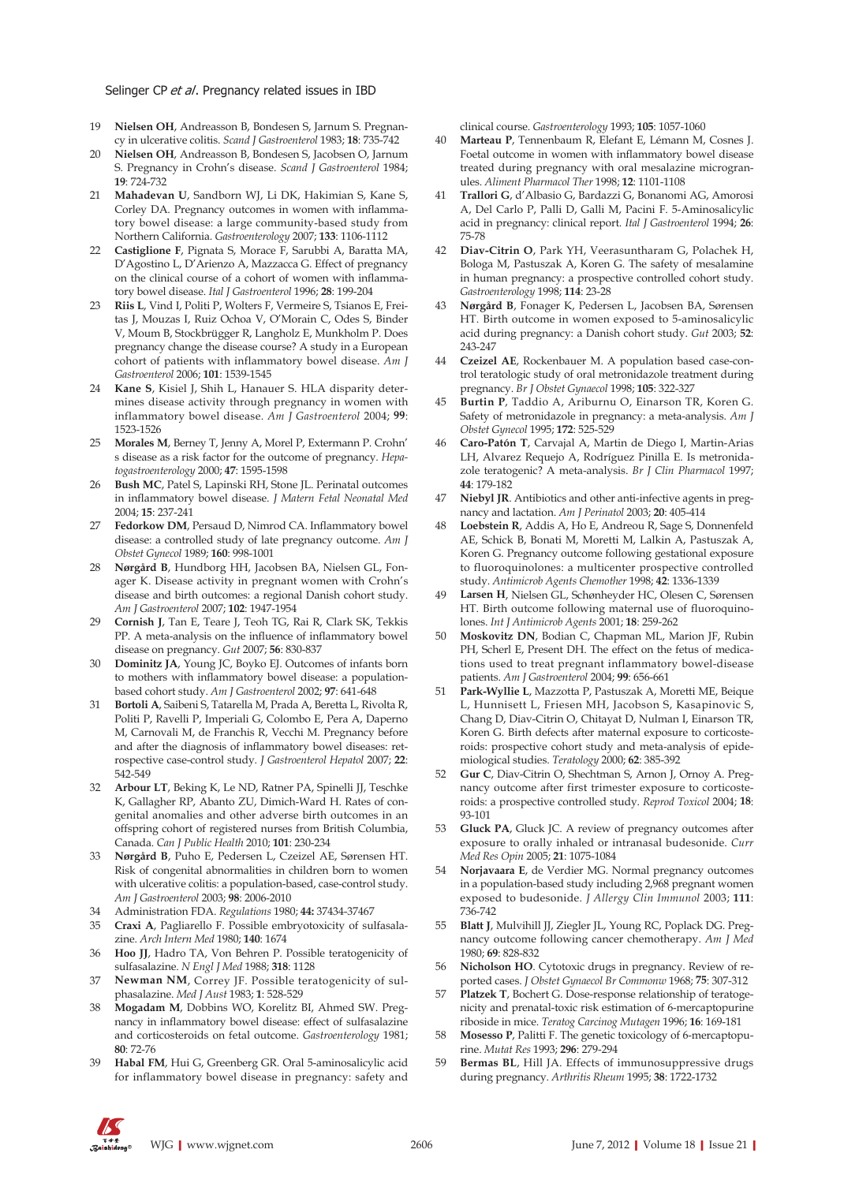19 **Nielsen OH**, Andreasson B, Bondesen S, Jarnum S. Pregnancy in ulcerative colitis. *Scand J Gastroenterol* 1983; **18**: 735-742

20 **Nielsen OH**, Andreasson B, Bondesen S, Jacobsen O, Jarnum S. Pregnancy in Crohn's disease. *Scand J Gastroenterol* 1984; **19**: 724-732

21 **Mahadevan U**, Sandborn WJ, Li DK, Hakimian S, Kane S, Corley DA. Pregnancy outcomes in women with inflammatory bowel disease: a large community-based study from Northern California. *Gastroenterology* 2007; **133**: 1106-1112

22 **Castiglione F**, Pignata S, Morace F, Sarubbi A, Baratta MA, D'Agostino L, D'Arienzo A, Mazzacca G. Effect of pregnancy on the clinical course of a cohort of women with inflammatory bowel disease. *Ital J Gastroenterol* 1996; **28**: 199-204

23 **Riis L**, Vind I, Politi P, Wolters F, Vermeire S, Tsianos E, Freitas J, Mouzas I, Ruiz Ochoa V, O'Morain C, Odes S, Binder V, Moum B, Stockbrügger R, Langholz E, Munkholm P. Does pregnancy change the disease course? A study in a European cohort of patients with inflammatory bowel disease. *Am J Gastroenterol* 2006; **101**: 1539-1545

24 **Kane S**, Kisiel J, Shih L, Hanauer S. HLA disparity determines disease activity through pregnancy in women with inflammatory bowel disease. *Am J Gastroenterol* 2004; **99**: 1523-1526

25 **Morales M**, Berney T, Jenny A, Morel P, Extermann P. Crohn's disease as a risk factor for the outcome of pregnancy. *Hepatogastroenterology* 2000; **47**: 1595-1598

26 **Bush MC**, Patel S, Lapinski RH, Stone JL. Perinatal outcomes in inflammatory bowel disease. *J Matern Fetal Neonatal Med* 2004; **15**: 237-241

27 **Fedorkow DM**, Persaud D, Nimrod CA. Inflammatory bowel disease: a controlled study of late pregnancy outcome. *Am J Obstet Gynecol* 1989; **160**: 998-1001

28 **Nørgård B**, Hundborg HH, Jacobsen BA, Nielsen GL, Fonager K. Disease activity in pregnant women with Crohn's disease and birth outcomes: a regional Danish cohort study. *Am J Gastroenterol* 2007; **102**: 1947-1954

29 **Cornish J**, Tan E, Teare J, Teoh TG, Rai R, Clark SK, Tekkis PP. A meta-analysis on the influence of inflammatory bowel disease on pregnancy. *Gut* 2007; **56**: 830-837

30 **Dominitz JA**, Young JC, Boyko EJ. Outcomes of infants born to mothers with inflammatory bowel disease: a population-based cohort study. *Am J Gastroenterol* 2002; **97**: 641-648

31 **Bortoli A**, Saibeni S, Tatarella M, Prada A, Beretta L, Rivolta R, Politi P, Ravelli P, Imperiali G, Colombo E, Pera A, Daperno M, Carnovali M, de Franchis R, Vecchi M. Pregnancy before and after the diagnosis of inflammatory bowel diseases: retrospective case-control study. *J Gastroenterol Hepatol* 2007; **22**: 542-549

32 **Arbour LT**, Beking K, Le ND, Ratner PA, Spinelli JJ, Teschke K, Gallagher RP, Abanto ZU, Dimich-Ward H. Rates of congenital anomalies and other adverse birth outcomes in an offspring cohort of registered nurses from British Columbia, Canada. *Can J Public Health* 2010; **101**: 230-234

33 **Nørgård B**, Puho E, Pedersen L, Czeizel AE, Sørensen HT. Risk of congenital abnormalities in children born to women with ulcerative colitis: a population-based, case-control study. *Am J Gastroenterol* 2003; **98**: 2006-2010

34 Administration FDA. *Regulations* 1980; **44:** 37434-37467

35 **Craxi A**, Pagliarello F. Possible embryotoxicity of sulfasalazine. *Arch Intern Med* 1980; **140**: 1674

36 **Hoo JJ**, Hadro TA, Von Behren P. Possible teratogenicity of sulfasalazine. *N Engl J Med* 1988; **318**: 1128

37 **Newman NM**, Correy JF. Possible teratogenicity of sulphasalazine. *Med J Aust* 1983; **1**: 528-529

38 **Mogadam M**, Dobbins WO, Korelitz BI, Ahmed SW. Pregnancy in inflammatory bowel disease: effect of sulfasalazine and corticosteroids on fetal outcome. *Gastroenterology* 1981; **80**: 72-76

39 **Habal FM**, Hui G, Greenberg GR. Oral 5-aminosalicylic acid for inflammatory bowel disease in pregnancy: safety and clinical course. *Gastroenterology* 1993; **105**: 1057-1060

40 **Marteau P**, Tennenbaum R, Elefant E, Lémann M, Cosnes J. Foetal outcome in women with inflammatory bowel disease treated during pregnancy with oral mesalazine microgranules. *Aliment Pharmacol Ther* 1998; **12**: 1101-1108

41 **Trallori G**, d'Albasio G, Bardazzi G, Bonanomi AG, Amorosi A, Del Carlo P, Palli D, Galli M, Pacini F. 5-Aminosalicylic acid in pregnancy: clinical report. *Ital J Gastroenterol* 1994; **26**: 75-78

42 **Diav-Citrin O**, Park YH, Veerasuntharam G, Polachek H, Bologa M, Pastuszak A, Koren G. The safety of mesalamine in human pregnancy: a prospective controlled cohort study. *Gastroenterology* 1998; **114**: 23-28

43 **Nørgård B**, Fonager K, Pedersen L, Jacobsen BA, Sørensen HT. Birth outcome in women exposed to 5-aminosalicylic acid during pregnancy: a Danish cohort study. *Gut* 2003; **52**: 243-247

44 **Czeizel AE**, Rockenbauer M. A population based case-control teratologic study of oral metronidazole treatment during pregnancy. *Br J Obstet Gynaecol* 1998; **105**: 322-327

45 **Burtin P**, Taddio A, Ariburnu O, Einarson TR, Koren G. Safety of metronidazole in pregnancy: a meta-analysis. *Am J Obstet Gynecol* 1995; **172**: 525-529

46 **Caro-Patón T**, Carvajal A, Martin de Diego I, Martin-Arias LH, Alvarez Requejo A, Rodríguez Pinilla E. Is metronidazole teratogenic? A meta-analysis. *Br J Clin Pharmacol* 1997; **44**: 179-182

47 **Niebyl JR**. Antibiotics and other anti-infective agents in pregnancy and lactation. *Am J Perinatol* 2003; **20**: 405-414

48 **Loebstein R**, Addis A, Ho E, Andreou R, Sage S, Donnenfeld AE, Schick B, Bonati M, Moretti M, Lalkin A, Pastuszak A, Koren G. Pregnancy outcome following gestational exposure to fluoroquinolones: a multicenter prospective controlled study. *Antimicrob Agents Chemother* 1998; **42**: 1336-1339

49 **Larsen H**, Nielsen GL, Schønheyder HC, Olesen C, Sørensen HT. Birth outcome following maternal use of fluoroquinolones. *Int J Antimicrob Agents* 2001; **18**: 259-262

50 **Moskovitz DN**, Bodian C, Chapman ML, Marion JF, Rubin PH, Scherl E, Present DH. The effect on the fetus of medications used to treat pregnant inflammatory bowel-disease patients. *Am J Gastroenterol* 2004; **99**: 656-661

51 **Park-Wyllie L**, Mazzotta P, Pastuszak A, Moretti ME, Beique L, Hunnisett L, Friesen MH, Jacobson S, Kasapinovic S, Chang D, Diav-Citrin O, Chitayat D, Nulman I, Einarson TR, Koren G. Birth defects after maternal exposure to corticosteroids: prospective cohort study and meta-analysis of epidemiological studies. *Teratology* 2000; **62**: 385-392

52 **Gur C**, Diav-Citrin O, Shechtman S, Arnon J, Ornoy A. Pregnancy outcome after first trimester exposure to corticosteroids: a prospective controlled study. *Reprod Toxicol* 2004; **18**: 93-101

53 **Gluck PA**, Gluck JC. A review of pregnancy outcomes after exposure to orally inhaled or intranasal budesonide. *Curr Med Res Opin* 2005; **21**: 1075-1084

54 **Norjavaara E**, de Verdier MG. Normal pregnancy outcomes in a population-based study including 2,968 pregnant women exposed to budesonide. *J Allergy Clin Immunol* 2003; **111**: 736-742

55 **Blatt J**, Mulvihill JJ, Ziegler JL, Young RC, Poplack DG. Pregnancy outcome following cancer chemotherapy. *Am J Med* 1980; **69**: 828-832

56 **Nicholson HO**. Cytotoxic drugs in pregnancy. Review of reported cases. *J Obstet Gynaecol Br Commonw* 1968; **75**: 307-312

57 **Platzek T**, Bochert G. Dose-response relationship of teratogenicity and prenatal-toxic risk estimation of 6-mercaptopurine riboside in mice. *Teratog Carcinog Mutagen* 1996; **16**: 169-181

58 **Mosesso P**, Palitti F. The genetic toxicology of 6-mercaptopurine. *Mutat Res* 1993; **296**: 279-294

59 **Bermas BL**, Hill JA. Effects of immunosuppressive drugs during pregnancy. *Arthritis Rheum* 1995; **38**: 1722-1732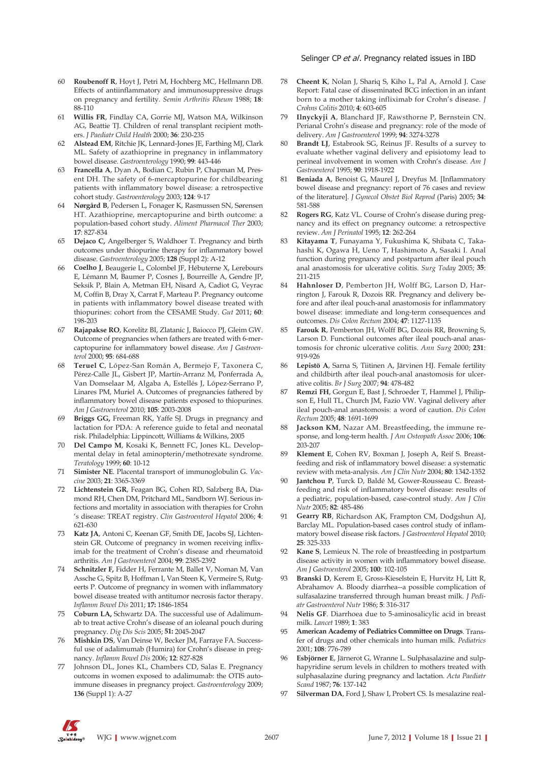60 **Roubenoff R**, Hoyt J, Petri M, Hochberg MC, Hellmann DB. Effects of antiinflammatory and immunosuppressive drugs on pregnancy and fertility. *Semin Arthritis Rheum* 1988; **18**: 88-110

61 **Willis FR**, Findlay CA, Gorrie MJ, Watson MA, Wilkinson AG, Beattie TJ. Children of renal transplant recipient mothers. *J Paediatr Child Health* 2000; **36**: 230-235

62 **Alstead EM**, Ritchie JK, Lennard-Jones JE, Farthing MJ, Clark ML. Safety of azathioprine in pregnancy in inflammatory bowel disease. *Gastroenterology* 1990; **99**: 443-446

63 **Francella A**, Dyan A, Bodian C, Rubin P, Chapman M, Present DH. The safety of 6-mercaptopurine for childbearing patients with inflammatory bowel disease: a retrospective cohort study. *Gastroenterology* 2003; **124**: 9-17

64 **Nørgård B**, Pedersen L, Fonager K, Rasmussen SN, Sørensen HT. Azathioprine, mercaptopurine and birth outcome: a population-based cohort study. *Aliment Pharmacol Ther* 2003; **17**: 827-834

65 **Dejaco C,** Angelberger S, Waldhoer T. Pregnancy and birth outcomes under thiopurine therapy for inflammatory bowel disease. *Gastroenterology* 2005; **128** (Suppl 2): A-12

66 **Coelho J**, Beaugerie L, Colombel JF, Hébuterne X, Lerebours E, Lémann M, Baumer P, Cosnes J, Bourreille A, Gendre JP, Seksik P, Blain A, Metman EH, Nisard A, Cadiot G, Veyrac M, Coffin B, Dray X, Carrat F, Marteau P. Pregnancy outcome in patients with inflammatory bowel disease treated with thiopurines: cohort from the CESAME Study. *Gut* 2011; **60**: 198-203

67 **Rajapakse RO**, Korelitz BI, Zlatanic J, Baiocco PJ, Gleim GW. Outcome of pregnancies when fathers are treated with 6-mercaptopurine for inflammatory bowel disease. *Am J Gastroenterol* 2000; **95**: 684-688

68 **Teruel C**, López-San Román A, Bermejo F, Taxonera C, Pérez-Calle JL, Gisbert JP, Martín-Arranz M, Ponferrada A, Van Domselaar M, Algaba A, Estellés J, López-Serrano P, Linares PM, Muriel A. Outcomes of pregnancies fathered by inflammatory bowel disease patients exposed to thiopurines. *Am J Gastroenterol* 2010; **105**: 2003-2008

69 **Briggs GG,** Freeman RK, Yaffe SJ. Drugs in pregnancy and lactation for PDA: A reference guide to fetal and neonatal risk. Philadelphia: Lippincott, Williams & Wilkins, 2005

70 **Del Campo M**, Kosaki K, Bennett FC, Jones KL. Developmental delay in fetal aminopterin/methotrexate syndrome. *Teratology* 1999; **60**: 10-12

71 **Simister NE**. Placental transport of immunoglobulin G. *Vaccine* 2003; **21**: 3365-3369

72 **Lichtenstein GR**, Feagan BG, Cohen RD, Salzberg BA, Diamond RH, Chen DM, Pritchard ML, Sandborn WJ. Serious infections and mortality in association with therapies for Crohn 's disease: TREAT registry. *Clin Gastroenterol Hepatol* 2006; **4**: 621-630

73 **Katz JA**, Antoni C, Keenan GF, Smith DE, Jacobs SJ, Lichtenstein GR. Outcome of pregnancy in women receiving infliximab for the treatment of Crohn's disease and rheumatoid arthritis. *Am J Gastroenterol* 2004; **99**: 2385-2392

74 **Schnitzler F,** Fidder H, Ferrante M, Ballet V, Noman M, Van Assche G, Spitz B, Hoffman I, Van Steen K, Vermeire S, Rutgeerts P. Outcome of pregnancy in women with inflammatory bowel disease treated with antitumor necrosis factor therapy. *Inflamm Bowel Dis* 2011; **17:** 1846-1854

75 **Coburn LA,** Schwartz DA. The successful use of Adalimumab to treat active Crohn's disease of an ileoanal pouch during pregnancy. *Dig Dis Scis* 2005; **51:** 2045-2047

76 **Mishkin DS**, Van Deinse W, Becker JM, Farraye FA. Successful use of adalimumab (Humira) for Crohn's disease in pregnancy. *Inflamm Bowel Dis* 2006; **12**: 827-828

77 Johnson DL, Jones KL, Chambers CD, Salas E. Pregnancy outcoms in women exposed to adalimumab: the OTIS autoimmune diseases in pregnancy project. *Gastroenterology* 2009; **136** (Suppl 1): A-27

78 **Cheent K**, Nolan J, Shariq S, Kiho L, Pal A, Arnold J. Case Report: Fatal case of disseminated BCG infection in an infant born to a mother taking infliximab for Crohn's disease. *J Crohns Colitis* 2010; **4**: 603-605

79 **Ilnyckyji A**, Blanchard JF, Rawsthorne P, Bernstein CN. Perianal Crohn's disease and pregnancy: role of the mode of delivery. *Am J Gastroenterol* 1999; **94**: 3274-3278

80 **Brandt LJ**, Estabrook SG, Reinus JF. Results of a survey to evaluate whether vaginal delivery and episiotomy lead to perineal involvement in women with Crohn's disease. *Am J Gastroenterol* 1995; **90**: 1918-1922

81 **Beniada A**, Benoist G, Maurel J, Dreyfus M. [Inflammatory bowel disease and pregnancy: report of 76 cases and review of the literature]. *J Gynecol Obstet Biol Reprod* (Paris) 2005; **34**: 581-588

82 **Rogers RG**, Katz VL. Course of Crohn's disease during pregnancy and its effect on pregnancy outcome: a retrospective review. *Am J Perinatol* 1995; **12**: 262-264

83 **Kitayama T**, Funayama Y, Fukushima K, Shibata C, Takahashi K, Ogawa H, Ueno T, Hashimoto A, Sasaki I. Anal function during pregnancy and postpartum after ileal pouch anal anastomosis for ulcerative colitis. *Surg Today* 2005; **35**: 211-215

84 **Hahnloser D**, Pemberton JH, Wolff BG, Larson D, Harrington J, Farouk R, Dozois RR. Pregnancy and delivery before and after ileal pouch-anal anastomosis for inflammatory bowel disease: immediate and long-term consequences and outcomes. *Dis Colon Rectum* 2004; **47**: 1127-1135

85 **Farouk R**, Pemberton JH, Wolff BG, Dozois RR, Browning S, Larson D. Functional outcomes after ileal pouch-anal anastomosis for chronic ulcerative colitis. *Ann Surg* 2000; **231**: 919-926

86 **Lepistö A**, Sarna S, Tiitinen A, Järvinen HJ. Female fertility and childbirth after ileal pouch-anal anastomosis for ulcerative colitis. *Br J Surg* 2007; **94**: 478-482

87 **Remzi FH**, Gorgun E, Bast J, Schroeder T, Hammel J, Philipson E, Hull TL, Church JM, Fazio VW. Vaginal delivery after ileal pouch-anal anastomosis: a word of caution. *Dis Colon Rectum* 2005; **48**: 1691-1699

88 **Jackson KM**, Nazar AM. Breastfeeding, the immune response, and long-term health. *J Am Osteopath Assoc* 2006; **106**: 203-207

89 **Klement E**, Cohen RV, Boxman J, Joseph A, Reif S. Breastfeeding and risk of inflammatory bowel disease: a systematic review with meta-analysis. *Am J Clin Nutr* 2004; **80**: 1342-1352

90 **Jantchou P**, Turck D, Baldé M, Gower-Rousseau C. Breastfeeding and risk of inflammatory bowel disease: results of a pediatric, population-based, case-control study. *Am J Clin Nutr* 2005; **82**: 485-486

91 **Gearry RB**, Richardson AK, Frampton CM, Dodgshun AJ, Barclay ML. Population-based cases control study of inflammatory bowel disease risk factors. *J Gastroenterol Hepatol* 2010; **25**: 325-333

92 **Kane S**, Lemieux N. The role of breastfeeding in postpartum disease activity in women with inflammatory bowel disease. *Am J Gastroenterol* 2005; **100**: 102-105

93 **Branski D**, Kerem E, Gross-Kieselstein E, Hurvitz H, Litt R, Abrahamov A. Bloody diarrhea--a possible complication of sulfasalazine transferred through human breast milk. *J Pediatr Gastroenterol Nutr* 1986; **5**: 316-317

94 **Nelis GF**. Diarrhoea due to 5-aminosalicylic acid in breast milk. *Lancet* 1989; **1**: 383

95 **American Academy of Pediatrics Committee on Drugs**. Transfer of drugs and other chemicals into human milk. *Pediatrics* 2001; **108**: 776-789

96 **Esbjörner E**, Järnerot G, Wranne L. Sulphasalazine and sulphapyridine serum levels in children to mothers treated with sulphasalazine during pregnancy and lactation. *Acta Paediatr Scand* 1987; **76**: 137-142

97 **Silverman DA**, Ford J, Shaw I, Probert CS. Is mesalazine real-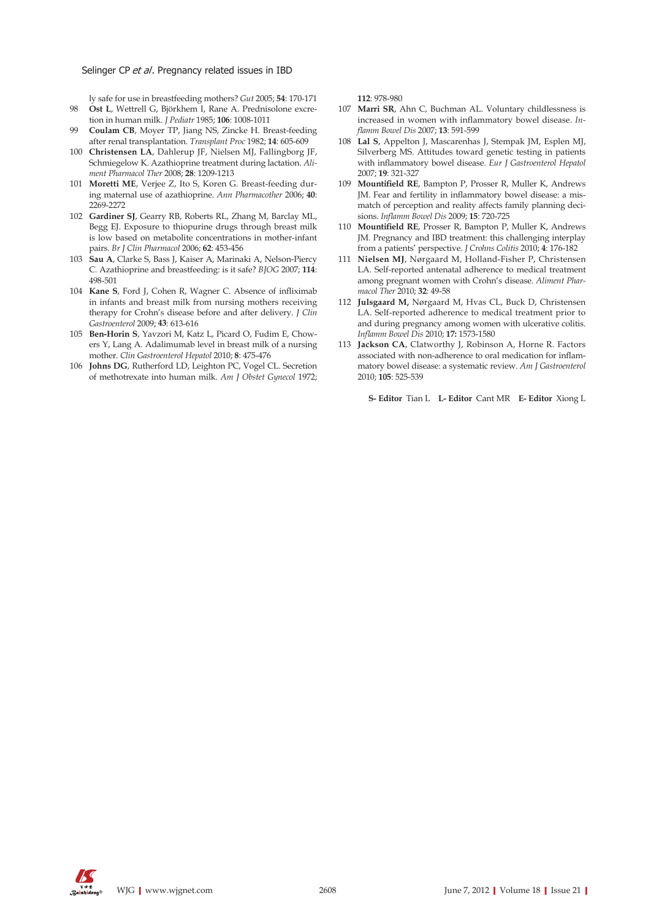ly safe for use in breastfeeding mothers? *Gut* 2005; **54**: 170-171

98 **Öst L**, Wettrell G, Björkhem I, Rane A. Prednisolone excretion in human milk. *J Pediatr* 1985; **106**: 1008-1011

99 **Coulam CB**, Moyer TP, Jiang NS, Zincke H. Breast-feeding after renal transplantation. *Transplant Proc* 1982; **14**: 605-609

100 **Christensen LA**, Dahlerup JF, Nielsen MJ, Fallingborg JF, Schmiegelow K. Azathioprine treatment during lactation. *Aliment Pharmacol Ther* 2008; **28**: 1209-1213

101 **Moretti ME**, Verjee Z, Ito S, Koren G. Breast-feeding during maternal use of azathioprine. *Ann Pharmacother* 2006; **40**: 2269-2272

102 **Gardiner SJ**, Gearry RB, Roberts RL, Zhang M, Barclay ML, Begg EJ. Exposure to thiopurine drugs through breast milk is low based on metabolite concentrations in mother-infant pairs. *Br J Clin Pharmacol* 2006; **62**: 453-456

103 **Sau A**, Clarke S, Bass J, Kaiser A, Marinaki A, Nelson-Piercy C. Azathioprine and breastfeeding: is it safe? *BJOG* 2007; **114**: 498-501

104 **Kane S**, Ford J, Cohen R, Wagner C. Absence of infliximab in infants and breast milk from nursing mothers receiving therapy for Crohn's disease before and after delivery. *J Clin Gastroenterol* 2009; **43**: 613-616

105 **Ben-Horin S**, Yavzori M, Katz L, Picard O, Fudim E, Chowers Y, Lang A. Adalimumab level in breast milk of a nursing mother. *Clin Gastroenterol Hepatol* 2010; **8**: 475-476

106 **Johns DG**, Rutherford LD, Leighton PC, Vogel CL. Secretion of methotrexate into human milk. *Am J Obstet Gynecol* 1972; **112**: 978-980

107 **Marri SR**, Ahn C, Buchman AL. Voluntary childlessness is increased in women with inflammatory bowel disease. *Inflamm Bowel Dis* 2007; **13**: 591-599

108 **Lal S**, Appelton J, Mascarenhas J, Stempak JM, Esplen MJ, Silverberg MS. Attitudes toward genetic testing in patients with inflammatory bowel disease. *Eur J Gastroenterol Hepatol* 2007; **19**: 321-327

109 **Mountifield RE**, Bampton P, Prosser R, Muller K, Andrews JM. Fear and fertility in inflammatory bowel disease: a mismatch of perception and reality affects family planning decisions. *Inflamm Bowel Dis* 2009; **15**: 720-725

110 **Mountifield RE**, Prosser R, Bampton P, Muller K, Andrews JM. Pregnancy and IBD treatment: this challenging interplay from a patients' perspective. *J Crohns Colitis* 2010; **4**: 176-182

111 **Nielsen MJ**, Nørgaard M, Holland-Fisher P, Christensen LA. Self-reported antenatal adherence to medical treatment among pregnant women with Crohn's disease. *Aliment Pharmacol Ther* 2010; **32**: 49-58

112 **Julsgaard M,** Nørgaard M, Hvas CL, Buck D, Christensen LA. Self-reported adherence to medical treatment prior to and during pregnancy among women with ulcerative colitis. *Inflamm Bowel Dis* 2010; **17:** 1573-1580

113 **Jackson CA**, Clatworthy J, Robinson A, Horne R. Factors associated with non-adherence to oral medication for inflammatory bowel disease: a systematic review. *Am J Gastroenterol* 2010; **105**: 525-539

**S- Editor** Tian L **L- Editor** Cant MR **E- Editor** Xiong L